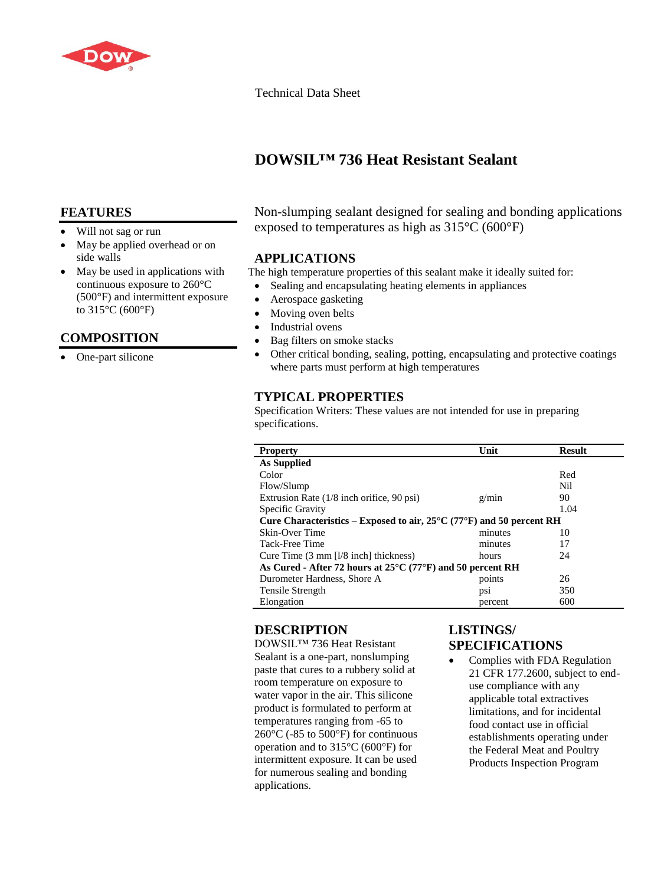Technical Data Sheet

# DOWSIL™ 736 Heat Resistant Sealant

## FEATURES

- Will not sag or run
- May be applied overhead or on side walls
- May be used in applications with continuous exposure to 260°C (500°F) and intermittent exposure to 315°C (600°F)

## COMPOSITION

- One-part silicone

Non-slumping sealant designed for sealing and bonding applications exposed to temperatures as high as 315°C (600°F)

## APPLICATIONS

The high temperature properties of this sealant make it ideally suited for:

- Sealing and encapsulating heating elements in appliances
- Aerospace gasketing
- Moving oven belts
- Industrial ovens
- Bag filters on smoke stacks
- Other critical bonding, sealing, potting, encapsulating and protective coatings where parts must perform at high temperatures

## TYPICAL PROPERTIES

Specification Writers: These values are not intended for use in preparing specifications.

| Property | Unit | Result |
|---|---|---|
| **As Supplied** | | |
| Color | | Red |
| Flow/Slump | | Nil |
| Extrusion Rate (1/8 inch orifice, 90 psi) | g/min | 90 |
| Specific Gravity | | 1.04 |
| **Cure Characteristics – Exposed to air, 25°C (77°F) and 50 percent RH** | | |
| Skin-Over Time | minutes | 10 |
| Tack-Free Time | minutes | 17 |
| Cure Time (3 mm [l/8 inch] thickness) | hours | 24 |
| **As Cured - After 72 hours at 25°C (77°F) and 50 percent RH** | | |
| Durometer Hardness, Shore A | points | 26 |
| Tensile Strength | psi | 350 |
| Elongation | percent | 600 |

## DESCRIPTION

DOWSIL™ 736 Heat Resistant Sealant is a one-part, nonslumping paste that cures to a rubbery solid at room temperature on exposure to water vapor in the air. This silicone product is formulated to perform at temperatures ranging from -65 to 260°C (-85 to 500°F) for continuous operation and to 315°C (600°F) for intermittent exposure. It can be used for numerous sealing and bonding applications.

## LISTINGS/ SPECIFICATIONS

- Complies with FDA Regulation 21 CFR 177.2600, subject to end-use compliance with any applicable total extractives limitations, and for incidental food contact use in official establishments operating under the Federal Meat and Poultry Products Inspection Program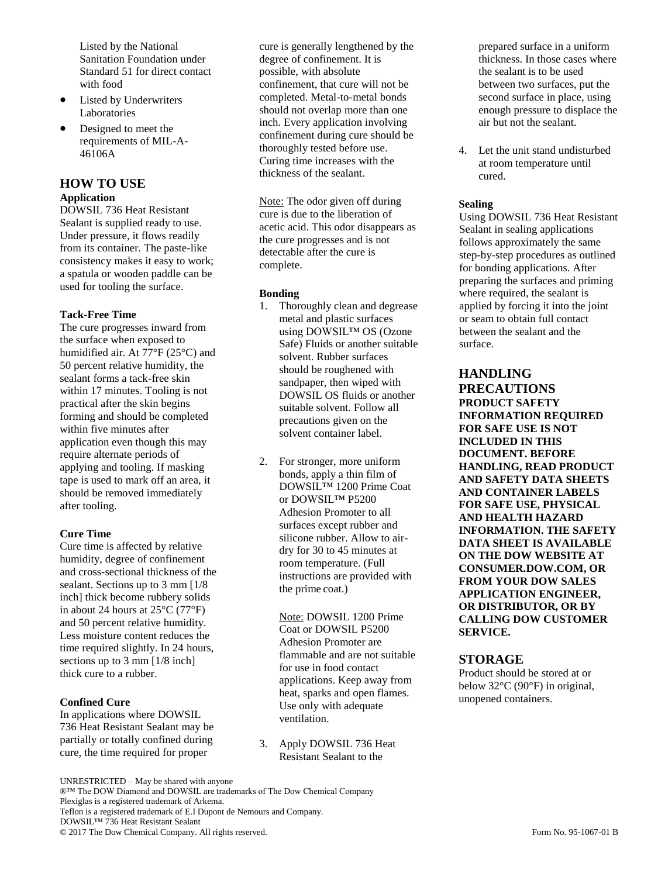Listed by the National Sanitation Foundation under Standard 51 for direct contact with food

- Listed by Underwriters Laboratories
- Designed to meet the requirements of MIL-A-46106A

## HOW TO USE

### Application

DOWSIL 736 Heat Resistant Sealant is supplied ready to use. Under pressure, it flows readily from its container. The paste-like consistency makes it easy to work; a spatula or wooden paddle can be used for tooling the surface.

### Tack-Free Time

The cure progresses inward from the surface when exposed to humidified air. At 77°F (25°C) and 50 percent relative humidity, the sealant forms a tack-free skin within 17 minutes. Tooling is not practical after the skin begins forming and should be completed within five minutes after application even though this may require alternate periods of applying and tooling. If masking tape is used to mark off an area, it should be removed immediately after tooling.

### Cure Time

Cure time is affected by relative humidity, degree of confinement and cross-sectional thickness of the sealant. Sections up to 3 mm [1/8 inch] thick become rubbery solids in about 24 hours at 25°C (77°F) and 50 percent relative humidity. Less moisture content reduces the time required slightly. In 24 hours, sections up to 3 mm [1/8 inch] thick cure to a rubber.

### Confined Cure

In applications where DOWSIL 736 Heat Resistant Sealant may be partially or totally confined during cure, the time required for proper cure is generally lengthened by the degree of confinement. It is possible, with absolute confinement, that cure will not be completed. Metal-to-metal bonds should not overlap more than one inch. Every application involving confinement during cure should be thoroughly tested before use. Curing time increases with the thickness of the sealant.

Note: The odor given off during cure is due to the liberation of acetic acid. This odor disappears as the cure progresses and is not detectable after the cure is complete.

### Bonding

1. Thoroughly clean and degrease metal and plastic surfaces using DOWSIL™ OS (Ozone Safe) Fluids or another suitable solvent. Rubber surfaces should be roughened with sandpaper, then wiped with DOWSIL OS fluids or another suitable solvent. Follow all precautions given on the solvent container label.

2. For stronger, more uniform bonds, apply a thin film of DOWSIL™ 1200 Prime Coat or DOWSIL™ P5200 Adhesion Promoter to all surfaces except rubber and silicone rubber. Allow to air-dry for 30 to 45 minutes at room temperature. (Full instructions are provided with the prime coat.)

   Note: DOWSIL 1200 Prime Coat or DOWSIL P5200 Adhesion Promoter are flammable and are not suitable for use in food contact applications. Keep away from heat, sparks and open flames. Use only with adequate ventilation.

3. Apply DOWSIL 736 Heat Resistant Sealant to the prepared surface in a uniform thickness. In those cases where the sealant is to be used between two surfaces, put the second surface in place, using enough pressure to displace the air but not the sealant.

4. Let the unit stand undisturbed at room temperature until cured.

### Sealing

Using DOWSIL 736 Heat Resistant Sealant in sealing applications follows approximately the same step-by-step procedures as outlined for bonding applications. After preparing the surfaces and priming where required, the sealant is applied by forcing it into the joint or seam to obtain full contact between the sealant and the surface.

## HANDLING PRECAUTIONS

**PRODUCT SAFETY INFORMATION REQUIRED FOR SAFE USE IS NOT INCLUDED IN THIS DOCUMENT. BEFORE HANDLING, READ PRODUCT AND SAFETY DATA SHEETS AND CONTAINER LABELS FOR SAFE USE, PHYSICAL AND HEALTH HAZARD INFORMATION. THE SAFETY DATA SHEET IS AVAILABLE ON THE DOW WEBSITE AT CONSUMER.DOW.COM, OR FROM YOUR DOW SALES APPLICATION ENGINEER, OR DISTRIBUTOR, OR BY CALLING DOW CUSTOMER SERVICE.**

## STORAGE

Product should be stored at or below 32°C (90°F) in original, unopened containers.

UNRESTRICTED – May be shared with anyone
®™ The DOW Diamond and DOWSIL are trademarks of The Dow Chemical Company
Plexiglas is a registered trademark of Arkema.
Teflon is a registered trademark of E.I Dupont de Nemours and Company.
DOWSIL™ 736 Heat Resistant Sealant
© 2017 The Dow Chemical Company. All rights reserved. Form No. 95-1067-01 B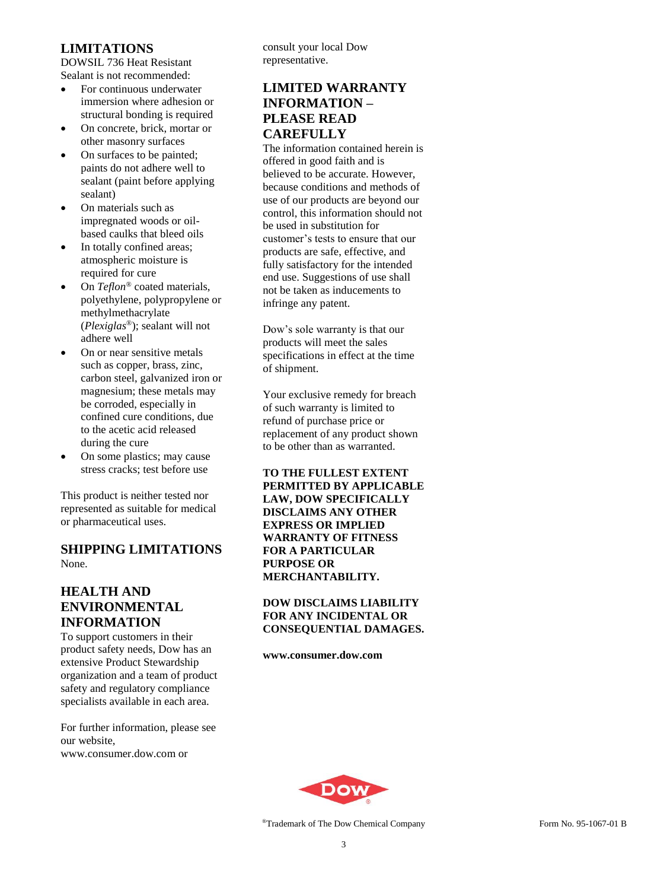## LIMITATIONS

DOWSIL 736 Heat Resistant Sealant is not recommended:

- For continuous underwater immersion where adhesion or structural bonding is required
- On concrete, brick, mortar or other masonry surfaces
- On surfaces to be painted; paints do not adhere well to sealant (paint before applying sealant)
- On materials such as impregnated woods or oil-based caulks that bleed oils
- In totally confined areas; atmospheric moisture is required for cure
- On *Teflon*® coated materials, polyethylene, polypropylene or methylmethacrylate (*Plexiglas*®); sealant will not adhere well
- On or near sensitive metals such as copper, brass, zinc, carbon steel, galvanized iron or magnesium; these metals may be corroded, especially in confined cure conditions, due to the acetic acid released during the cure
- On some plastics; may cause stress cracks; test before use

This product is neither tested nor represented as suitable for medical or pharmaceutical uses.

## SHIPPING LIMITATIONS

None.

## HEALTH AND ENVIRONMENTAL INFORMATION

To support customers in their product safety needs, Dow has an extensive Product Stewardship organization and a team of product safety and regulatory compliance specialists available in each area.

For further information, please see our website, www.consumer.dow.com or consult your local Dow representative.

## LIMITED WARRANTY INFORMATION – PLEASE READ CAREFULLY

The information contained herein is offered in good faith and is believed to be accurate. However, because conditions and methods of use of our products are beyond our control, this information should not be used in substitution for customer's tests to ensure that our products are safe, effective, and fully satisfactory for the intended end use. Suggestions of use shall not be taken as inducements to infringe any patent.

Dow's sole warranty is that our products will meet the sales specifications in effect at the time of shipment.

Your exclusive remedy for breach of such warranty is limited to refund of purchase price or replacement of any product shown to be other than as warranted.

**TO THE FULLEST EXTENT PERMITTED BY APPLICABLE LAW, DOW SPECIFICALLY DISCLAIMS ANY OTHER EXPRESS OR IMPLIED WARRANTY OF FITNESS FOR A PARTICULAR PURPOSE OR MERCHANTABILITY.**

**DOW DISCLAIMS LIABILITY FOR ANY INCIDENTAL OR CONSEQUENTIAL DAMAGES.**

**www.consumer.dow.com**

®Trademark of The Dow Chemical Company

Form No. 95-1067-01 B